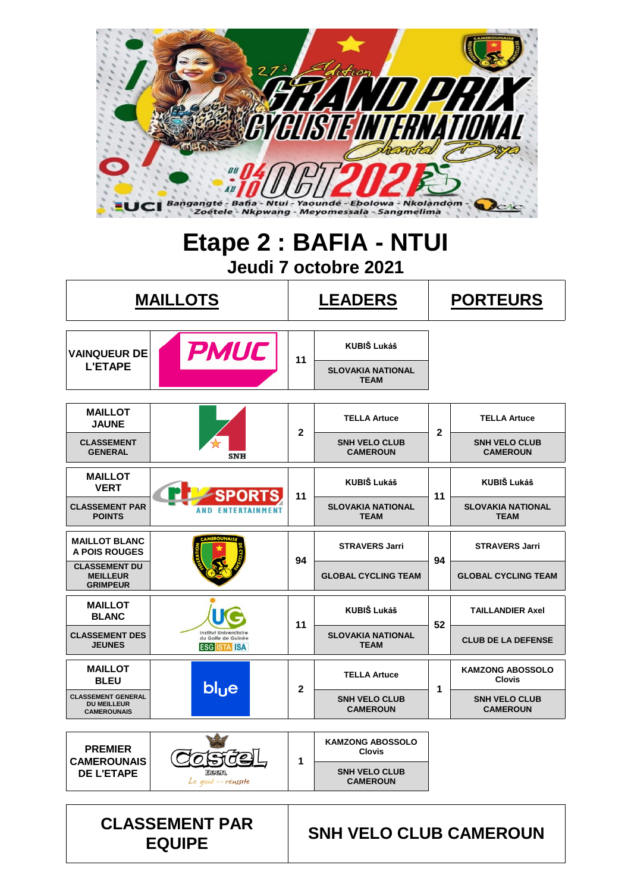27ᵉ Edition GRAND PRIX CYCLISTE INTERNATIONAL Chantal Biya

DU 04 AU 10 OCT 2021

Bangangté - Bafia - Ntui - Yaoundé - Ebolowa - Nkolandom - Zoétele - Nkpwang - Meyomessala - Sangmelima

# Etape 2 : BAFIA - NTUI

## Jeudi 7 octobre 2021

| MAILLOTS | | LEADERS | | PORTEURS | |
|---|---|---|---|---|---|
| VAINQUEUR DE L'ETAPE | PMUC | 11 | KUBIŠ Lukáš<br>SLOVAKIA NATIONAL TEAM | | |
| MAILLOT JAUNE<br>CLASSEMENT GENERAL | SNH | 2 | TELLA Artuce<br>SNH VELO CLUB CAMEROUN | 2 | TELLA Artuce<br>SNH VELO CLUB CAMEROUN |
| MAILLOT VERT<br>CLASSEMENT PAR POINTS | CRTV SPORTS AND ENTERTAINMENT | 11 | KUBIŠ Lukáš<br>SLOVAKIA NATIONAL TEAM | 11 | KUBIŠ Lukáš<br>SLOVAKIA NATIONAL TEAM |
| MAILLOT BLANC A POIS ROUGES<br>CLASSEMENT DU MEILLEUR GRIMPEUR | FEDERATION CAMEROUNAISE DE CYCLISME | 94 | STRAVERS Jarri<br>GLOBAL CYCLING TEAM | 94 | STRAVERS Jarri<br>GLOBAL CYCLING TEAM |
| MAILLOT BLANC<br>CLASSEMENT DES JEUNES | UG Institut Universitaire du Golfe de Guinée ESG ISTA ISA | 11 | KUBIŠ Lukáš<br>SLOVAKIA NATIONAL TEAM | 52 | TAILLANDIER Axel<br>CLUB DE LA DEFENSE |
| MAILLOT BLEU<br>CLASSEMENT GENERAL DU MEILLEUR CAMEROUNAIS | blue | 2 | TELLA Artuce<br>SNH VELO CLUB CAMEROUN | 1 | KAMZONG ABOSSOLO Clovis<br>SNH VELO CLUB CAMEROUN |
| PREMIER CAMEROUNAIS DE L'ETAPE | Castel Beer Le goût de la réussite | 1 | KAMZONG ABOSSOLO Clovis<br>SNH VELO CLUB CAMEROUN | | |

| CLASSEMENT PAR EQUIPE | SNH VELO CLUB CAMEROUN |
|---|---|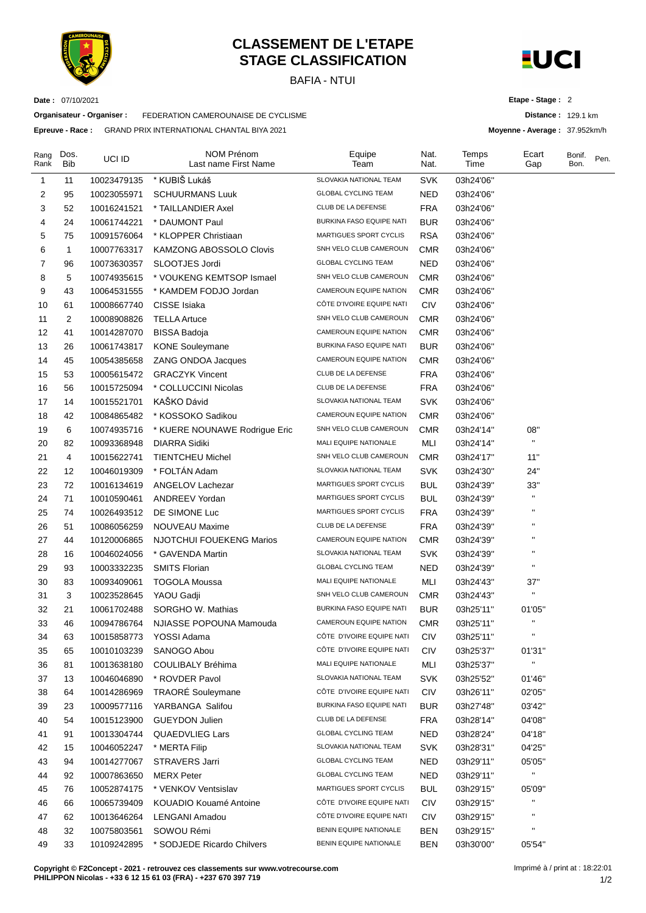# CLASSEMENT DE L'ETAPE
# STAGE CLASSIFICATION

BAFIA - NTUI

**Date :** 07/10/2021

**Etape - Stage :** 2

**Organisateur - Organiser :** FEDERATION CAMEROUNAISE DE CYCLISME

**Distance :** 129.1 km

**Epreuve - Race :** GRAND PRIX INTERNATIONAL CHANTAL BIYA 2021

**Moyenne - Average :** 37.952km/h

| Rang Rank | Dos. Bib | UCI ID | NOM Prénom Last name First Name | Equipe Team | Nat. Nat. | Temps Time | Ecart Gap | Bonif. Bon. | Pen. |
|---|---|---|---|---|---|---|---|---|---|
| 1 | 11 | 10023479135 | * KUBIŠ Lukáš | SLOVAKIA NATIONAL TEAM | SVK | 03h24'06'' | | | |
| 2 | 95 | 10023055971 | SCHUURMANS Luuk | GLOBAL CYCLING TEAM | NED | 03h24'06'' | | | |
| 3 | 52 | 10016241521 | * TAILLANDIER Axel | CLUB DE LA DEFENSE | FRA | 03h24'06'' | | | |
| 4 | 24 | 10061744221 | * DAUMONT Paul | BURKINA FASO EQUIPE NATI | BUR | 03h24'06'' | | | |
| 5 | 75 | 10091576064 | * KLOPPER Christiaan | MARTIGUES SPORT CYCLIS | RSA | 03h24'06'' | | | |
| 6 | 1 | 10007763317 | KAMZONG ABOSSOLO Clovis | SNH VELO CLUB CAMEROUN | CMR | 03h24'06'' | | | |
| 7 | 96 | 10073630357 | SLOOTJES Jordi | GLOBAL CYCLING TEAM | NED | 03h24'06'' | | | |
| 8 | 5 | 10074935615 | * VOUKENG KEMTSOP Ismael | SNH VELO CLUB CAMEROUN | CMR | 03h24'06'' | | | |
| 9 | 43 | 10064531555 | * KAMDEM FODJO Jordan | CAMEROUN EQUIPE NATION | CMR | 03h24'06'' | | | |
| 10 | 61 | 10008667740 | CISSE Isiaka | CÔTE D'IVOIRE EQUIPE NATI | CIV | 03h24'06'' | | | |
| 11 | 2 | 10008908826 | TELLA Artuce | SNH VELO CLUB CAMEROUN | CMR | 03h24'06'' | | | |
| 12 | 41 | 10014287070 | BISSA Badoja | CAMEROUN EQUIPE NATION | CMR | 03h24'06'' | | | |
| 13 | 26 | 10061743817 | KONE Souleymane | BURKINA FASO EQUIPE NATI | BUR | 03h24'06'' | | | |
| 14 | 45 | 10054385658 | ZANG ONDOA Jacques | CAMEROUN EQUIPE NATION | CMR | 03h24'06'' | | | |
| 15 | 53 | 10005615472 | GRACZYK Vincent | CLUB DE LA DEFENSE | FRA | 03h24'06'' | | | |
| 16 | 56 | 10015725094 | * COLLUCCINI Nicolas | CLUB DE LA DEFENSE | FRA | 03h24'06'' | | | |
| 17 | 14 | 10015521701 | KAŠKO Dávid | SLOVAKIA NATIONAL TEAM | SVK | 03h24'06'' | | | |
| 18 | 42 | 10084865482 | * KOSSOKO Sadikou | CAMEROUN EQUIPE NATION | CMR | 03h24'06'' | | | |
| 19 | 6 | 10074935716 | * KUERE NOUNAWE Rodrigue Eric | SNH VELO CLUB CAMEROUN | CMR | 03h24'14'' | 08'' | | |
| 20 | 82 | 10093368948 | DIARRA Sidiki | MALI EQUIPE NATIONALE | MLI | 03h24'14'' | " | | |
| 21 | 4 | 10015622741 | TIENTCHEU Michel | SNH VELO CLUB CAMEROUN | CMR | 03h24'17'' | 11'' | | |
| 22 | 12 | 10046019309 | * FOLTÁN Adam | SLOVAKIA NATIONAL TEAM | SVK | 03h24'30'' | 24'' | | |
| 23 | 72 | 10016134619 | ANGELOV Lachezar | MARTIGUES SPORT CYCLIS | BUL | 03h24'39'' | 33'' | | |
| 24 | 71 | 10010590461 | ANDREEV Yordan | MARTIGUES SPORT CYCLIS | BUL | 03h24'39'' | " | | |
| 25 | 74 | 10026493512 | DE SIMONE Luc | MARTIGUES SPORT CYCLIS | FRA | 03h24'39'' | " | | |
| 26 | 51 | 10086056259 | NOUVEAU Maxime | CLUB DE LA DEFENSE | FRA | 03h24'39'' | " | | |
| 27 | 44 | 10120006865 | NJOTCHUI FOUEKENG Marios | CAMEROUN EQUIPE NATION | CMR | 03h24'39'' | " | | |
| 28 | 16 | 10046024056 | * GAVENDA Martin | SLOVAKIA NATIONAL TEAM | SVK | 03h24'39'' | " | | |
| 29 | 93 | 10003332235 | SMITS Florian | GLOBAL CYCLING TEAM | NED | 03h24'39'' | " | | |
| 30 | 83 | 10093409061 | TOGOLA Moussa | MALI EQUIPE NATIONALE | MLI | 03h24'43'' | 37'' | | |
| 31 | 3 | 10023528645 | YAOU Gadji | SNH VELO CLUB CAMEROUN | CMR | 03h24'43'' | " | | |
| 32 | 21 | 10061702488 | SORGHO W. Mathias | BURKINA FASO EQUIPE NATI | BUR | 03h25'11'' | 01'05'' | | |
| 33 | 46 | 10094786764 | NJIASSE POPOUNA Mamouda | CAMEROUN EQUIPE NATION | CMR | 03h25'11'' | " | | |
| 34 | 63 | 10015858773 | YOSSI Adama | CÔTE D'IVOIRE EQUIPE NATI | CIV | 03h25'11'' | " | | |
| 35 | 65 | 10010103239 | SANOGO Abou | CÔTE D'IVOIRE EQUIPE NATI | CIV | 03h25'37'' | 01'31'' | | |
| 36 | 81 | 10013638180 | COULIBALY Bréhima | MALI EQUIPE NATIONALE | MLI | 03h25'37'' | " | | |
| 37 | 13 | 10046046890 | * ROVDER Pavol | SLOVAKIA NATIONAL TEAM | SVK | 03h25'52'' | 01'46'' | | |
| 38 | 64 | 10014286969 | TRAORÉ Souleymane | CÔTE D'IVOIRE EQUIPE NATI | CIV | 03h26'11'' | 02'05'' | | |
| 39 | 23 | 10009577116 | YARBANGA Salifou | BURKINA FASO EQUIPE NATI | BUR | 03h27'48'' | 03'42'' | | |
| 40 | 54 | 10015123900 | GUEYDON Julien | CLUB DE LA DEFENSE | FRA | 03h28'14'' | 04'08'' | | |
| 41 | 91 | 10013304744 | QUAEDVLIEG Lars | GLOBAL CYCLING TEAM | NED | 03h28'24'' | 04'18'' | | |
| 42 | 15 | 10046052247 | * MERTA Filip | SLOVAKIA NATIONAL TEAM | SVK | 03h28'31'' | 04'25'' | | |
| 43 | 94 | 10014277067 | STRAVERS Jarri | GLOBAL CYCLING TEAM | NED | 03h29'11'' | 05'05'' | | |
| 44 | 92 | 10007863650 | MERX Peter | GLOBAL CYCLING TEAM | NED | 03h29'11'' | " | | |
| 45 | 76 | 10052874175 | * VENKOV Ventsislav | MARTIGUES SPORT CYCLIS | BUL | 03h29'15'' | 05'09'' | | |
| 46 | 66 | 10065739409 | KOUADIO Kouamé Antoine | CÔTE D'IVOIRE EQUIPE NATI | CIV | 03h29'15'' | " | | |
| 47 | 62 | 10013646264 | LENGANI Amadou | CÔTE D'IVOIRE EQUIPE NATI | CIV | 03h29'15'' | " | | |
| 48 | 32 | 10075803561 | SOWOU Rémi | BENIN EQUIPE NATIONALE | BEN | 03h29'15'' | " | | |
| 49 | 33 | 10109242895 | * SODJEDE Ricardo Chilvers | BENIN EQUIPE NATIONALE | BEN | 03h30'00'' | 05'54'' | | |

**Copyright © F2Concept - 2021 - retrouvez ces classements sur www.votrecourse.com**
**PHILIPPON Nicolas - +33 6 12 15 61 03 (FRA) - +237 670 397 719**

Imprimé à / print at : 18:22:01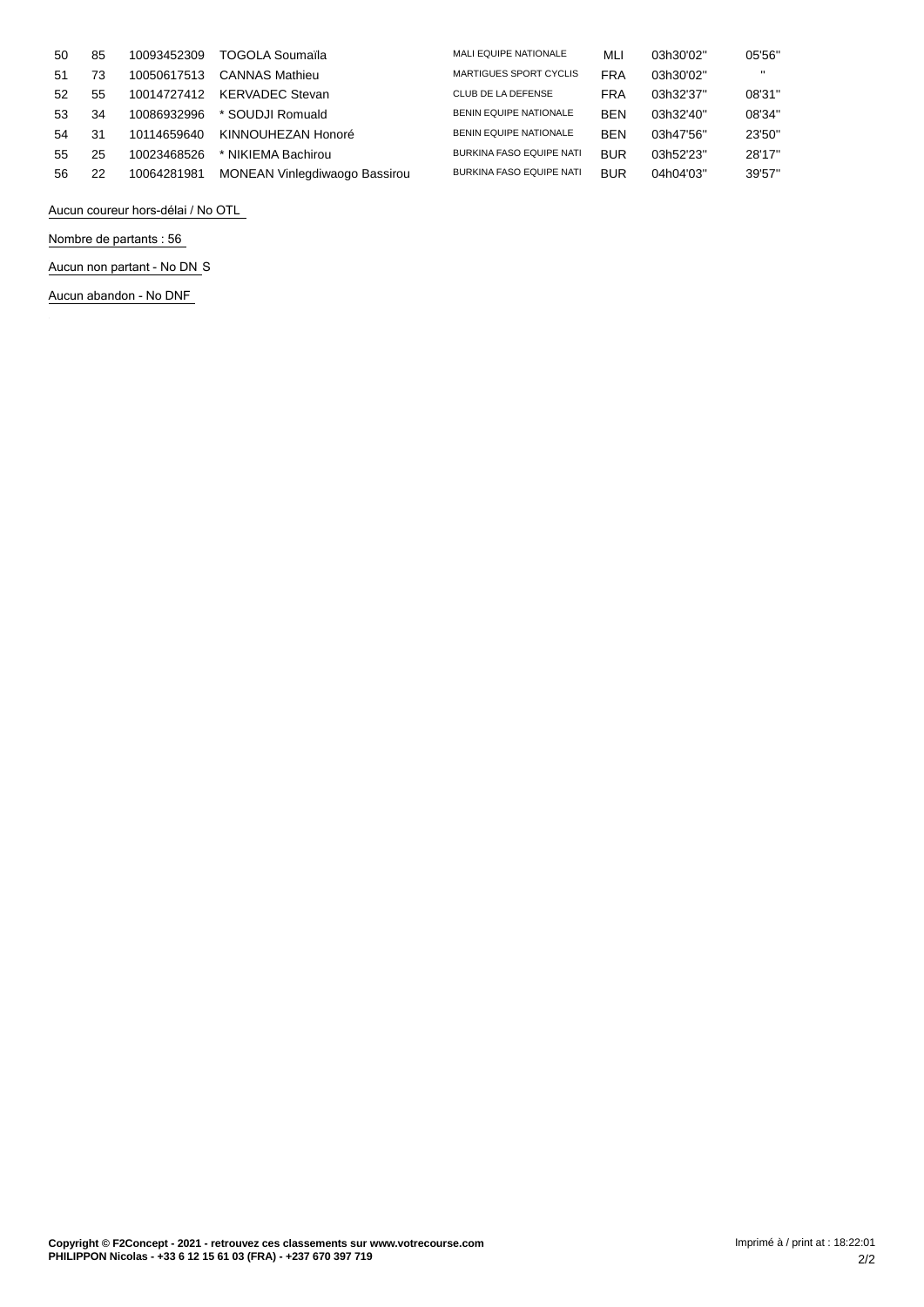| | | | | | | | |
|---|---|---|---|---|---|---|---|
| 50 | 85 | 10093452309 | TOGOLA Soumaïla | MALI EQUIPE NATIONALE | MLI | 03h30'02'' | 05'56'' |
| 51 | 73 | 10050617513 | CANNAS Mathieu | MARTIGUES SPORT CYCLIS | FRA | 03h30'02'' | '' |
| 52 | 55 | 10014727412 | KERVADEC Stevan | CLUB DE LA DEFENSE | FRA | 03h32'37'' | 08'31'' |
| 53 | 34 | 10086932996 | * SOUDJI Romuald | BENIN EQUIPE NATIONALE | BEN | 03h32'40'' | 08'34'' |
| 54 | 31 | 10114659640 | KINNOUHEZAN Honoré | BENIN EQUIPE NATIONALE | BEN | 03h47'56'' | 23'50'' |
| 55 | 25 | 10023468526 | * NIKIEMA Bachirou | BURKINA FASO EQUIPE NATI | BUR | 03h52'23'' | 28'17'' |
| 56 | 22 | 10064281981 | MONEAN Vinlegdiwaogo Bassirou | BURKINA FASO EQUIPE NATI | BUR | 04h04'03'' | 39'57'' |

Aucun coureur hors-délai / No OTL

Nombre de partants : 56

Aucun non partant - No DNS

Aucun abandon - No DNF

**Copyright © F2Concept - 2021 - retrouvez ces classements sur www.votrecourse.com**
**PHILIPPON Nicolas - +33 6 12 15 61 03 (FRA) - +237 670 397 719**

Imprimé à / print at : 18:22:01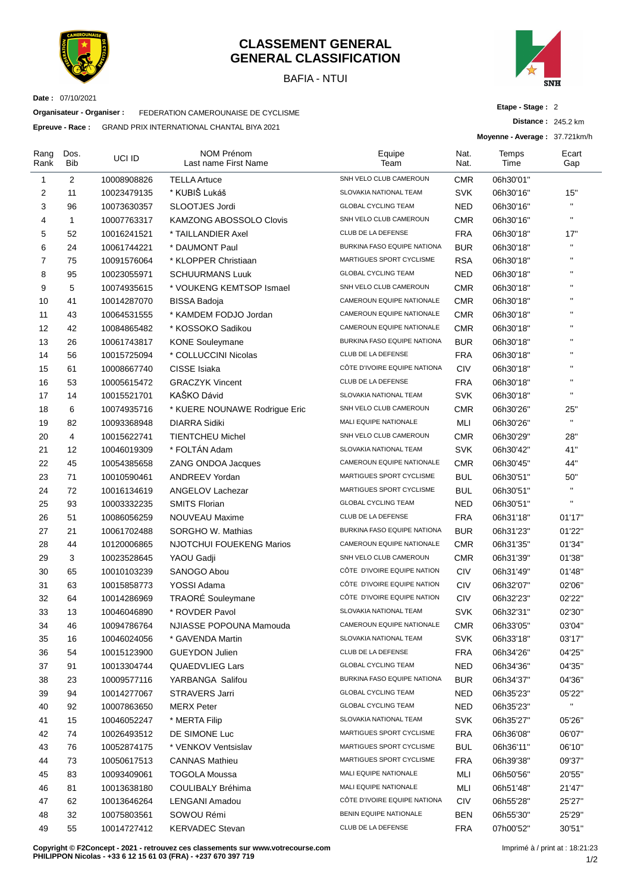# CLASSEMENT GENERAL
# GENERAL CLASSIFICATION

BAFIA - NTUI

**Date :** 07/10/2021

**Organisateur - Organiser :** FEDERATION CAMEROUNAISE DE CYCLISME

**Epreuve - Race :** GRAND PRIX INTERNATIONAL CHANTAL BIYA 2021

**Etape - Stage :** 2

**Distance :** 245.2 km

**Moyenne - Average :** 37.721km/h

| Rang Rank | Dos. Bib | UCI ID | NOM Prénom Last name First Name | Equipe Team | Nat. Nat. | Temps Time | Ecart Gap |
|---|---|---|---|---|---|---|---|
| 1 | 2 | 10008908826 | TELLA Artuce | SNH VELO CLUB CAMEROUN | CMR | 06h30'01'' | |
| 2 | 11 | 10023479135 | * KUBIŠ Lukáš | SLOVAKIA NATIONAL TEAM | SVK | 06h30'16'' | 15'' |
| 3 | 96 | 10073630357 | SLOOTJES Jordi | GLOBAL CYCLING TEAM | NED | 06h30'16'' | '' |
| 4 | 1 | 10007763317 | KAMZONG ABOSSOLO Clovis | SNH VELO CLUB CAMEROUN | CMR | 06h30'16'' | '' |
| 5 | 52 | 10016241521 | * TAILLANDIER Axel | CLUB DE LA DEFENSE | FRA | 06h30'18'' | 17'' |
| 6 | 24 | 10061744221 | * DAUMONT Paul | BURKINA FASO EQUIPE NATIONA | BUR | 06h30'18'' | '' |
| 7 | 75 | 10091576064 | * KLOPPER Christiaan | MARTIGUES SPORT CYCLISME | RSA | 06h30'18'' | '' |
| 8 | 95 | 10023055971 | SCHUURMANS Luuk | GLOBAL CYCLING TEAM | NED | 06h30'18'' | '' |
| 9 | 5 | 10074935615 | * VOUKENG KEMTSOP Ismael | SNH VELO CLUB CAMEROUN | CMR | 06h30'18'' | '' |
| 10 | 41 | 10014287070 | BISSA Badoja | CAMEROUN EQUIPE NATIONALE | CMR | 06h30'18'' | '' |
| 11 | 43 | 10064531555 | * KAMDEM FODJO Jordan | CAMEROUN EQUIPE NATIONALE | CMR | 06h30'18'' | '' |
| 12 | 42 | 10084865482 | * KOSSOKO Sadikou | CAMEROUN EQUIPE NATIONALE | CMR | 06h30'18'' | '' |
| 13 | 26 | 10061743817 | KONE Souleymane | BURKINA FASO EQUIPE NATIONA | BUR | 06h30'18'' | '' |
| 14 | 56 | 10015725094 | * COLLUCCINI Nicolas | CLUB DE LA DEFENSE | FRA | 06h30'18'' | '' |
| 15 | 61 | 10008667740 | CISSE Isiaka | CÔTE D'IVOIRE EQUIPE NATIONA | CIV | 06h30'18'' | '' |
| 16 | 53 | 10005615472 | GRACZYK Vincent | CLUB DE LA DEFENSE | FRA | 06h30'18'' | '' |
| 17 | 14 | 10015521701 | KAŠKO Dávid | SLOVAKIA NATIONAL TEAM | SVK | 06h30'18'' | '' |
| 18 | 6 | 10074935716 | * KUERE NOUNAWE Rodrigue Eric | SNH VELO CLUB CAMEROUN | CMR | 06h30'26'' | 25'' |
| 19 | 82 | 10093368948 | DIARRA Sidiki | MALI EQUIPE NATIONALE | MLI | 06h30'26'' | '' |
| 20 | 4 | 10015622741 | TIENTCHEU Michel | SNH VELO CLUB CAMEROUN | CMR | 06h30'29'' | 28'' |
| 21 | 12 | 10046019309 | * FOLTÁN Adam | SLOVAKIA NATIONAL TEAM | SVK | 06h30'42'' | 41'' |
| 22 | 45 | 10054385658 | ZANG ONDOA Jacques | CAMEROUN EQUIPE NATIONALE | CMR | 06h30'45'' | 44'' |
| 23 | 71 | 10010590461 | ANDREEV Yordan | MARTIGUES SPORT CYCLISME | BUL | 06h30'51'' | 50'' |
| 24 | 72 | 10016134619 | ANGELOV Lachezar | MARTIGUES SPORT CYCLISME | BUL | 06h30'51'' | '' |
| 25 | 93 | 10003332235 | SMITS Florian | GLOBAL CYCLING TEAM | NED | 06h30'51'' | '' |
| 26 | 51 | 10086056259 | NOUVEAU Maxime | CLUB DE LA DEFENSE | FRA | 06h31'18'' | 01'17'' |
| 27 | 21 | 10061702488 | SORGHO W. Mathias | BURKINA FASO EQUIPE NATIONA | BUR | 06h31'23'' | 01'22'' |
| 28 | 44 | 10120006865 | NJOTCHUI FOUEKENG Marios | CAMEROUN EQUIPE NATIONALE | CMR | 06h31'35'' | 01'34'' |
| 29 | 3 | 10023528645 | YAOU Gadji | SNH VELO CLUB CAMEROUN | CMR | 06h31'39'' | 01'38'' |
| 30 | 65 | 10010103239 | SANOGO Abou | CÔTE D'IVOIRE EQUIPE NATION | CIV | 06h31'49'' | 01'48'' |
| 31 | 63 | 10015858773 | YOSSI Adama | CÔTE D'IVOIRE EQUIPE NATION | CIV | 06h32'07'' | 02'06'' |
| 32 | 64 | 10014286969 | TRAORÉ Souleymane | CÔTE D'IVOIRE EQUIPE NATION | CIV | 06h32'23'' | 02'22'' |
| 33 | 13 | 10046046890 | * ROVDER Pavol | SLOVAKIA NATIONAL TEAM | SVK | 06h32'31'' | 02'30'' |
| 34 | 46 | 10094786764 | NJIASSE POPOUNA Mamouda | CAMEROUN EQUIPE NATIONALE | CMR | 06h33'05'' | 03'04'' |
| 35 | 16 | 10046024056 | * GAVENDA Martin | SLOVAKIA NATIONAL TEAM | SVK | 06h33'18'' | 03'17'' |
| 36 | 54 | 10015123900 | GUEYDON Julien | CLUB DE LA DEFENSE | FRA | 06h34'26'' | 04'25'' |
| 37 | 91 | 10013304744 | QUAEDVLIEG Lars | GLOBAL CYCLING TEAM | NED | 06h34'36'' | 04'35'' |
| 38 | 23 | 10009577116 | YARBANGA Salifou | BURKINA FASO EQUIPE NATIONA | BUR | 06h34'37'' | 04'36'' |
| 39 | 94 | 10014277067 | STRAVERS Jarri | GLOBAL CYCLING TEAM | NED | 06h35'23'' | 05'22'' |
| 40 | 92 | 10007863650 | MERX Peter | GLOBAL CYCLING TEAM | NED | 06h35'23'' | '' |
| 41 | 15 | 10046052247 | * MERTA Filip | SLOVAKIA NATIONAL TEAM | SVK | 06h35'27'' | 05'26'' |
| 42 | 74 | 10026493512 | DE SIMONE Luc | MARTIGUES SPORT CYCLISME | FRA | 06h36'08'' | 06'07'' |
| 43 | 76 | 10052874175 | * VENKOV Ventsislav | MARTIGUES SPORT CYCLISME | BUL | 06h36'11'' | 06'10'' |
| 44 | 73 | 10050617513 | CANNAS Mathieu | MARTIGUES SPORT CYCLISME | FRA | 06h39'38'' | 09'37'' |
| 45 | 83 | 10093409061 | TOGOLA Moussa | MALI EQUIPE NATIONALE | MLI | 06h50'56'' | 20'55'' |
| 46 | 81 | 10013638180 | COULIBALY Bréhima | MALI EQUIPE NATIONALE | MLI | 06h51'48'' | 21'47'' |
| 47 | 62 | 10013646264 | LENGANI Amadou | CÔTE D'IVOIRE EQUIPE NATIONA | CIV | 06h55'28'' | 25'27'' |
| 48 | 32 | 10075803561 | SOWOU Rémi | BENIN EQUIPE NATIONALE | BEN | 06h55'30'' | 25'29'' |
| 49 | 55 | 10014727412 | KERVADEC Stevan | CLUB DE LA DEFENSE | FRA | 07h00'52'' | 30'51'' |

**Copyright © F2Concept - 2021 - retrouvez ces classements sur www.votrecourse.com**
**PHILIPPON Nicolas - +33 6 12 15 61 03 (FRA) - +237 670 397 719**

Imprimé à / print at : 18:21:23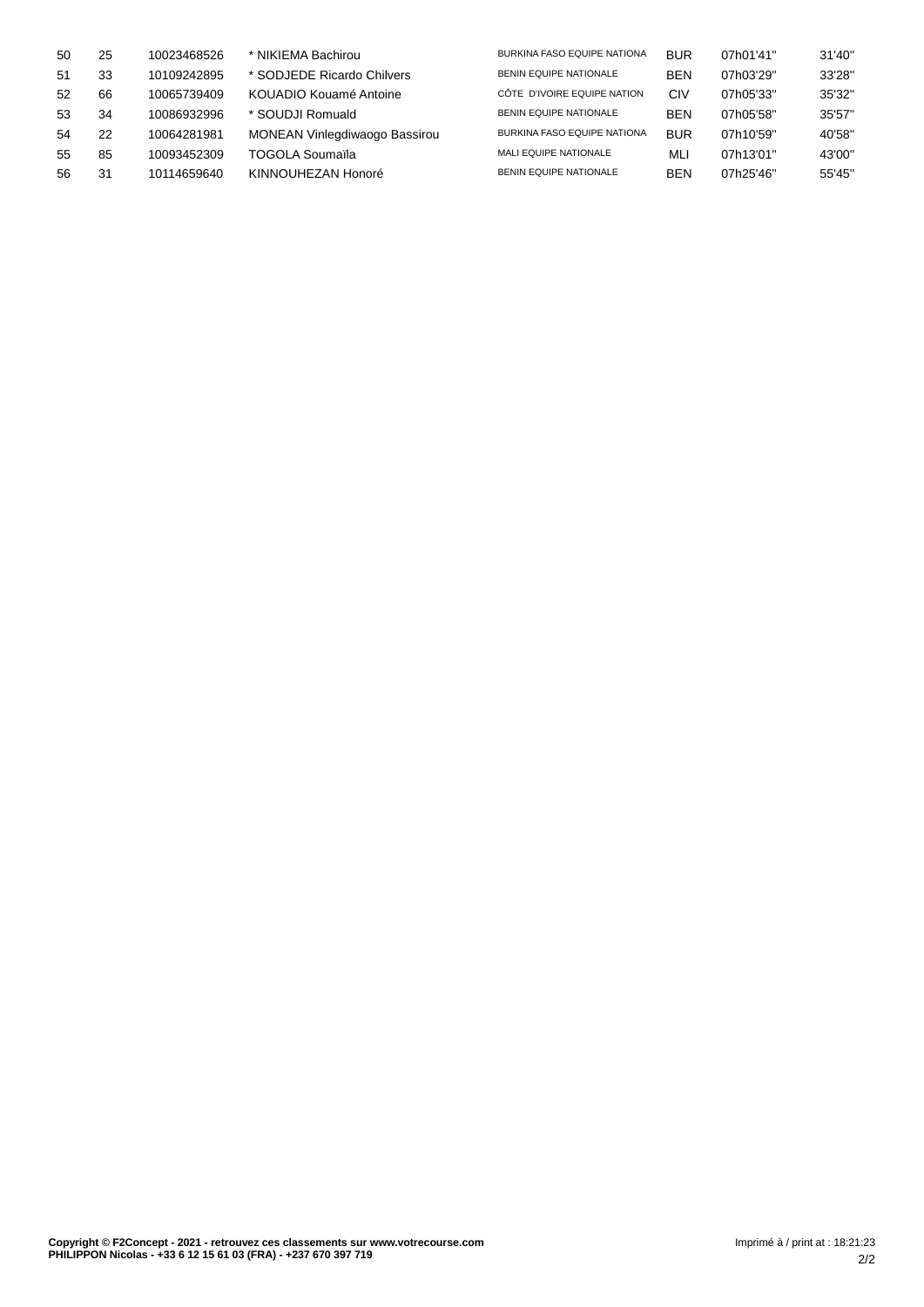| 50 | 25 | 10023468526 | * NIKIEMA Bachirou | BURKINA FASO EQUIPE NATIONA | BUR | 07h01'41'' | 31'40'' |
|---|---|---|---|---|---|---|---|
| 51 | 33 | 10109242895 | * SODJEDE Ricardo Chilvers | BENIN EQUIPE NATIONALE | BEN | 07h03'29'' | 33'28'' |
| 52 | 66 | 10065739409 | KOUADIO Kouamé Antoine | CÔTE D'IVOIRE EQUIPE NATION | CIV | 07h05'33'' | 35'32'' |
| 53 | 34 | 10086932996 | * SOUDJI Romuald | BENIN EQUIPE NATIONALE | BEN | 07h05'58'' | 35'57'' |
| 54 | 22 | 10064281981 | MONEAN Vinlegdiwaogo Bassirou | BURKINA FASO EQUIPE NATIONA | BUR | 07h10'59'' | 40'58'' |
| 55 | 85 | 10093452309 | TOGOLA Soumaïla | MALI EQUIPE NATIONALE | MLI | 07h13'01'' | 43'00'' |
| 56 | 31 | 10114659640 | KINNOUHEZAN Honoré | BENIN EQUIPE NATIONALE | BEN | 07h25'46'' | 55'45'' |

**Copyright © F2Concept - 2021 - retrouvez ces classements sur www.votrecourse.com**
**PHILIPPON Nicolas - +33 6 12 15 61 03 (FRA) - +237 670 397 719**

Imprimé à / print at : 18:21:23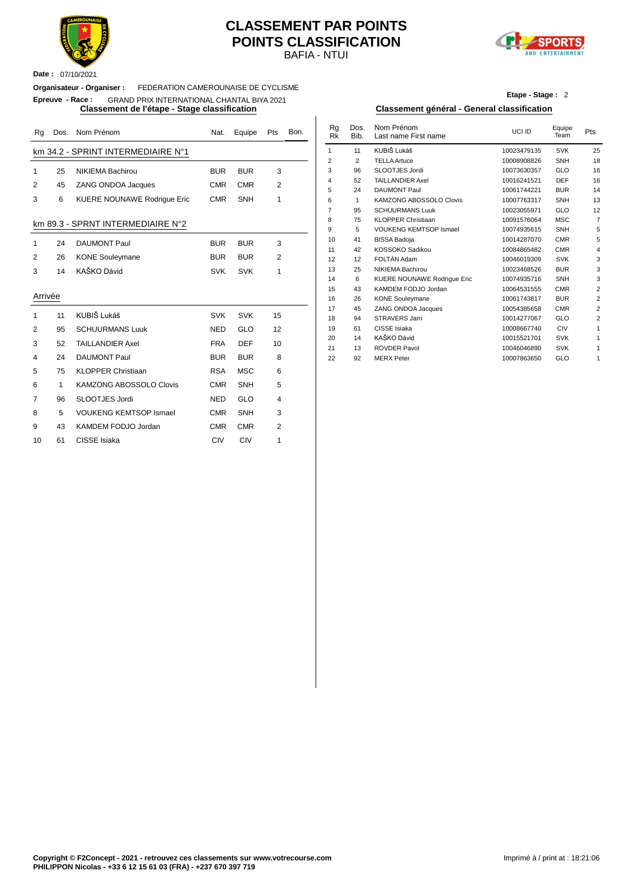# CLASSEMENT PAR POINTS
# POINTS CLASSIFICATION

BAFIA - NTUI

**Date :** 07/10/2021

**Organisateur - Organiser :** FEDERATION CAMEROUNAISE DE CYCLISME

**Epreuve - Race :** GRAND PRIX INTERNATIONAL CHANTAL BIYA 2021

**Etape - Stage :** 2

## Classement de l'étape - Stage classification

### km 34.2 - SPRINT INTERMEDIAIRE N°1

| Rg | Dos. | Nom Prénom | Nat. | Equipe | Pts | Bon. |
|---|---|---|---|---|---|---|
| 1 | 25 | NIKIEMA Bachirou | BUR | BUR | 3 | |
| 2 | 45 | ZANG ONDOA Jacques | CMR | CMR | 2 | |
| 3 | 6 | KUERE NOUNAWE Rodrigue Eric | CMR | SNH | 1 | |

### km 89.3 - SPRNT INTERMEDIAIRE N°2

| Rg | Dos. | Nom Prénom | Nat. | Equipe | Pts | Bon. |
|---|---|---|---|---|---|---|
| 1 | 24 | DAUMONT Paul | BUR | BUR | 3 | |
| 2 | 26 | KONE Souleymane | BUR | BUR | 2 | |
| 3 | 14 | KAŠKO Dávid | SVK | SVK | 1 | |

### Arrivée

| Rg | Dos. | Nom Prénom | Nat. | Equipe | Pts | Bon. |
|---|---|---|---|---|---|---|
| 1 | 11 | KUBIŠ Lukáš | SVK | SVK | 15 | |
| 2 | 95 | SCHUURMANS Luuk | NED | GLO | 12 | |
| 3 | 52 | TAILLANDIER Axel | FRA | DEF | 10 | |
| 4 | 24 | DAUMONT Paul | BUR | BUR | 8 | |
| 5 | 75 | KLOPPER Christiaan | RSA | MSC | 6 | |
| 6 | 1 | KAMZONG ABOSSOLO Clovis | CMR | SNH | 5 | |
| 7 | 96 | SLOOTJES Jordi | NED | GLO | 4 | |
| 8 | 5 | VOUKENG KEMTSOP Ismael | CMR | SNH | 3 | |
| 9 | 43 | KAMDEM FODJO Jordan | CMR | CMR | 2 | |
| 10 | 61 | CISSE Isiaka | CIV | CIV | 1 | |

## Classement général - General classification

| Rg Rk | Dos. Bib. | Nom Prénom Last name First name | UCI ID | Equipe Team | Pts |
|---|---|---|---|---|---|
| 1 | 11 | KUBIŠ Lukáš | 10023479135 | SVK | 25 |
| 2 | 2 | TELLA Artuce | 10008908826 | SNH | 18 |
| 3 | 96 | SLOOTJES Jordi | 10073630357 | GLO | 16 |
| 4 | 52 | TAILLANDIER Axel | 10016241521 | DEF | 16 |
| 5 | 24 | DAUMONT Paul | 10061744221 | BUR | 14 |
| 6 | 1 | KAMZONG ABOSSOLO Clovis | 10007763317 | SNH | 13 |
| 7 | 95 | SCHUURMANS Luuk | 10023055971 | GLO | 12 |
| 8 | 75 | KLOPPER Christiaan | 10091576064 | MSC | 7 |
| 9 | 5 | VOUKENG KEMTSOP Ismael | 10074935615 | SNH | 5 |
| 10 | 41 | BISSA Badoja | 10014287070 | CMR | 5 |
| 11 | 42 | KOSSOKO Sadikou | 10084865482 | CMR | 4 |
| 12 | 12 | FOLTÁN Adam | 10046019309 | SVK | 3 |
| 13 | 25 | NIKIEMA Bachirou | 10023468526 | BUR | 3 |
| 14 | 6 | KUERE NOUNAWE Rodrigue Eric | 10074935716 | SNH | 3 |
| 15 | 43 | KAMDEM FODJO Jordan | 10064531555 | CMR | 2 |
| 16 | 26 | KONE Souleymane | 10061743817 | BUR | 2 |
| 17 | 45 | ZANG ONDOA Jacques | 10054385658 | CMR | 2 |
| 18 | 94 | STRAVERS Jarri | 10014277067 | GLO | 2 |
| 19 | 61 | CISSE Isiaka | 10008667740 | CIV | 1 |
| 20 | 14 | KAŠKO Dávid | 10015521701 | SVK | 1 |
| 21 | 13 | ROVDER Pavol | 10046046890 | SVK | 1 |
| 22 | 92 | MERX Peter | 10007863650 | GLO | 1 |

**Copyright © F2Concept - 2021 - retrouvez ces classements sur www.votrecourse.com**
**PHILIPPON Nicolas - +33 6 12 15 61 03 (FRA) - +237 670 397 719**

Imprimé à / print at : 18:21:06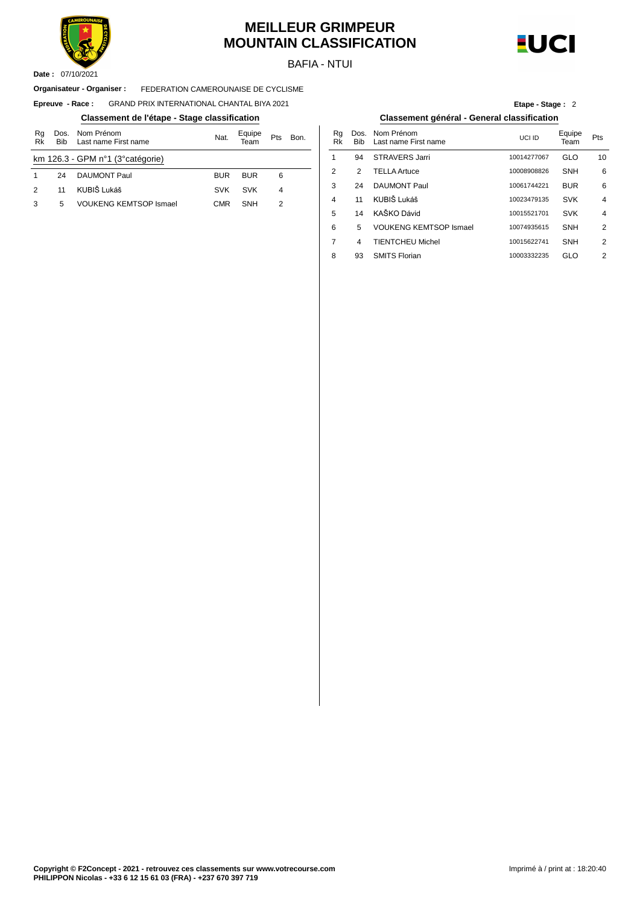# MEILLEUR GRIMPEUR
# MOUNTAIN CLASSIFICATION

BAFIA - NTUI

**Date :** 07/10/2021

**Organisateur - Organiser :** FEDERATION CAMEROUNAISE DE CYCLISME

**Epreuve - Race :** GRAND PRIX INTERNATIONAL CHANTAL BIYA 2021

**Etape - Stage :** 2

## Classement de l'étape - Stage classification

km 126.3 - GPM n°1 (3°catégorie)

| Rg Rk | Dos. Bib | Nom Prénom Last name First name | Nat. | Equipe Team | Pts | Bon. |
|---|---|---|---|---|---|---|
| 1 | 24 | DAUMONT Paul | BUR | BUR | 6 | |
| 2 | 11 | KUBIŠ Lukáš | SVK | SVK | 4 | |
| 3 | 5 | VOUKENG KEMTSOP Ismael | CMR | SNH | 2 | |

## Classement général - General classification

| Rg Rk | Dos. Bib | Nom Prénom Last name First name | UCI ID | Equipe Team | Pts |
|---|---|---|---|---|---|
| 1 | 94 | STRAVERS Jarri | 10014277067 | GLO | 10 |
| 2 | 2 | TELLA Artuce | 10008908826 | SNH | 6 |
| 3 | 24 | DAUMONT Paul | 10061744221 | BUR | 6 |
| 4 | 11 | KUBIŠ Lukáš | 10023479135 | SVK | 4 |
| 5 | 14 | KAŠKO Dávid | 10015521701 | SVK | 4 |
| 6 | 5 | VOUKENG KEMTSOP Ismael | 10074935615 | SNH | 2 |
| 7 | 4 | TIENTCHEU Michel | 10015622741 | SNH | 2 |
| 8 | 93 | SMITS Florian | 10003332235 | GLO | 2 |

**Copyright © F2Concept - 2021 - retrouvez ces classements sur www.votrecourse.com**
**PHILIPPON Nicolas - +33 6 12 15 61 03 (FRA) - +237 670 397 719**

Imprimé à / print at : 18:20:40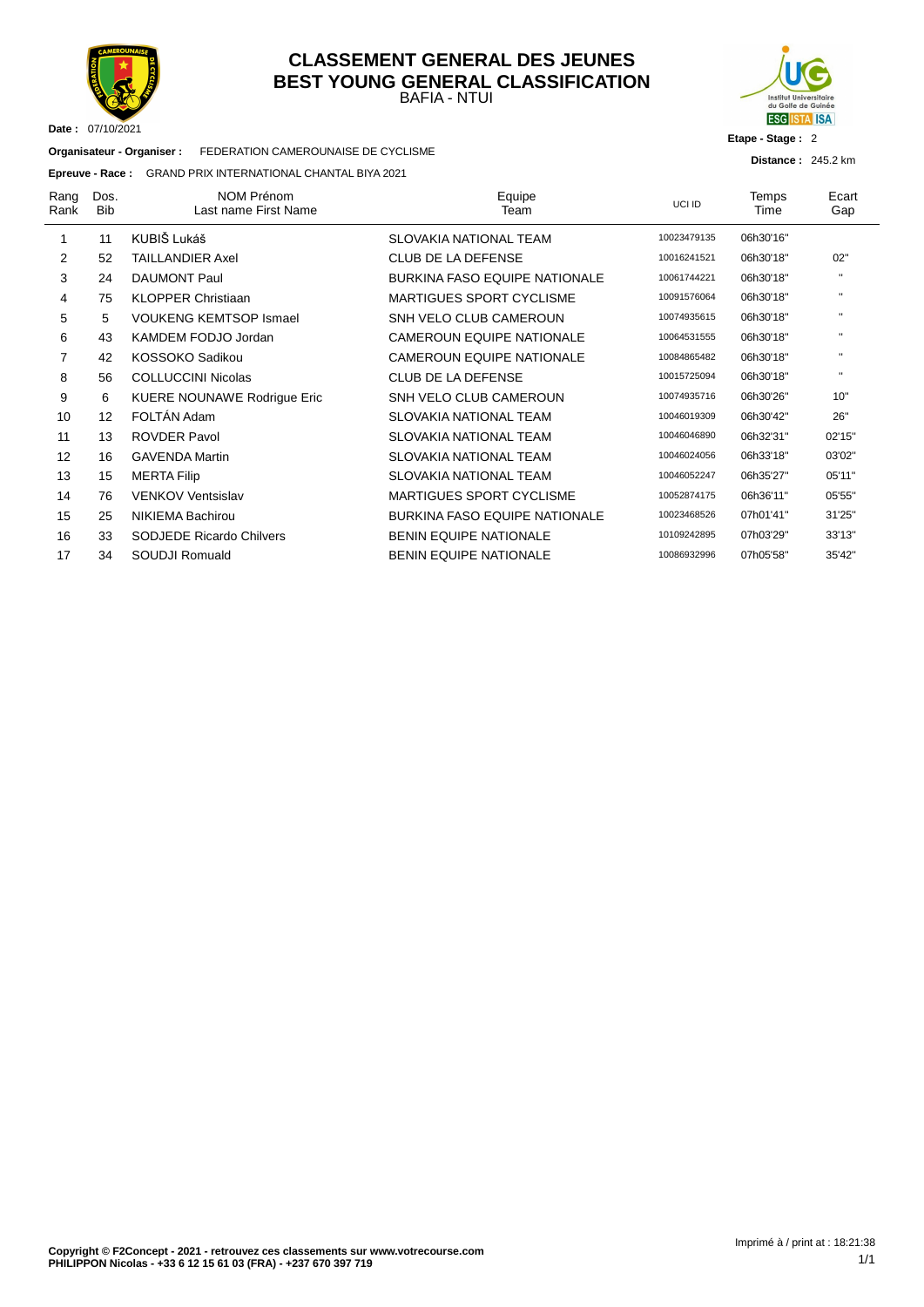# CLASSEMENT GENERAL DES JEUNES
# BEST YOUNG GENERAL CLASSIFICATION

BAFIA - NTUI

**Date :** 07/10/2021

**Organisateur - Organiser :** FEDERATION CAMEROUNAISE DE CYCLISME

**Epreuve - Race :** GRAND PRIX INTERNATIONAL CHANTAL BIYA 2021

**Etape - Stage :** 2

**Distance :** 245.2 km

| Rang Rank | Dos. Bib | NOM Prénom Last name First Name | Equipe Team | UCI ID | Temps Time | Ecart Gap |
|---|---|---|---|---|---|---|
| 1 | 11 | KUBIŠ Lukáš | SLOVAKIA NATIONAL TEAM | 10023479135 | 06h30'16" | |
| 2 | 52 | TAILLANDIER Axel | CLUB DE LA DEFENSE | 10016241521 | 06h30'18" | 02" |
| 3 | 24 | DAUMONT Paul | BURKINA FASO EQUIPE NATIONALE | 10061744221 | 06h30'18" | " |
| 4 | 75 | KLOPPER Christiaan | MARTIGUES SPORT CYCLISME | 10091576064 | 06h30'18" | " |
| 5 | 5 | VOUKENG KEMTSOP Ismael | SNH VELO CLUB CAMEROUN | 10074935615 | 06h30'18" | " |
| 6 | 43 | KAMDEM FODJO Jordan | CAMEROUN EQUIPE NATIONALE | 10064531555 | 06h30'18" | " |
| 7 | 42 | KOSSOKO Sadikou | CAMEROUN EQUIPE NATIONALE | 10084865482 | 06h30'18" | " |
| 8 | 56 | COLLUCCINI Nicolas | CLUB DE LA DEFENSE | 10015725094 | 06h30'18" | " |
| 9 | 6 | KUERE NOUNAWE Rodrigue Eric | SNH VELO CLUB CAMEROUN | 10074935716 | 06h30'26" | 10" |
| 10 | 12 | FOLTÁN Adam | SLOVAKIA NATIONAL TEAM | 10046019309 | 06h30'42" | 26" |
| 11 | 13 | ROVDER Pavol | SLOVAKIA NATIONAL TEAM | 10046046890 | 06h32'31" | 02'15" |
| 12 | 16 | GAVENDA Martin | SLOVAKIA NATIONAL TEAM | 10046024056 | 06h33'18" | 03'02" |
| 13 | 15 | MERTA Filip | SLOVAKIA NATIONAL TEAM | 10046052247 | 06h35'27" | 05'11" |
| 14 | 76 | VENKOV Ventsislav | MARTIGUES SPORT CYCLISME | 10052874175 | 06h36'11" | 05'55" |
| 15 | 25 | NIKIEMA Bachirou | BURKINA FASO EQUIPE NATIONALE | 10023468526 | 07h01'41" | 31'25" |
| 16 | 33 | SODJEDE Ricardo Chilvers | BENIN EQUIPE NATIONALE | 10109242895 | 07h03'29" | 33'13" |
| 17 | 34 | SOUDJI Romuald | BENIN EQUIPE NATIONALE | 10086932996 | 07h05'58" | 35'42" |

**Copyright © F2Concept - 2021 - retrouvez ces classements sur www.votrecourse.com**
**PHILIPPON Nicolas - +33 6 12 15 61 03 (FRA) - +237 670 397 719**

Imprimé à / print at : 18:21:38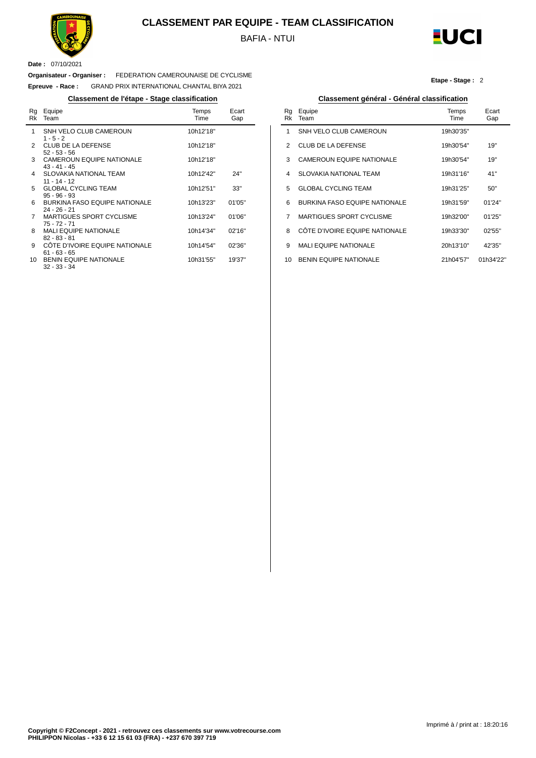# CLASSEMENT PAR EQUIPE - TEAM CLASSIFICATION

BAFIA - NTUI

**Date :** 07/10/2021

**Organisateur - Organiser :** FEDERATION CAMEROUNAISE DE CYCLISME

**Epreuve - Race :** GRAND PRIX INTERNATIONAL CHANTAL BIYA 2021

**Etape - Stage :** 2

## Classement de l'étape - Stage classification

| Rg Rk | Equipe Team | Temps Time | Ecart Gap |
|---|---|---|---|
| 1 | SNH VELO CLUB CAMEROUN<br>1 - 5 - 2 | 10h12'18'' | |
| 2 | CLUB DE LA DEFENSE<br>52 - 53 - 56 | 10h12'18'' | |
| 3 | CAMEROUN EQUIPE NATIONALE<br>43 - 41 - 45 | 10h12'18'' | |
| 4 | SLOVAKIA NATIONAL TEAM<br>11 - 14 - 12 | 10h12'42'' | 24'' |
| 5 | GLOBAL CYCLING TEAM<br>95 - 96 - 93 | 10h12'51'' | 33'' |
| 6 | BURKINA FASO EQUIPE NATIONALE<br>24 - 26 - 21 | 10h13'23'' | 01'05'' |
| 7 | MARTIGUES SPORT CYCLISME<br>75 - 72 - 71 | 10h13'24'' | 01'06'' |
| 8 | MALI EQUIPE NATIONALE<br>82 - 83 - 81 | 10h14'34'' | 02'16'' |
| 9 | CÔTE D'IVOIRE EQUIPE NATIONALE<br>61 - 63 - 65 | 10h14'54'' | 02'36'' |
| 10 | BENIN EQUIPE NATIONALE<br>32 - 33 - 34 | 10h31'55'' | 19'37'' |

## Classement général - Général classification

| Rg Rk | Equipe Team | Temps Time | Ecart Gap |
|---|---|---|---|
| 1 | SNH VELO CLUB CAMEROUN | 19h30'35'' | |
| 2 | CLUB DE LA DEFENSE | 19h30'54'' | 19'' |
| 3 | CAMEROUN EQUIPE NATIONALE | 19h30'54'' | 19'' |
| 4 | SLOVAKIA NATIONAL TEAM | 19h31'16'' | 41'' |
| 5 | GLOBAL CYCLING TEAM | 19h31'25'' | 50'' |
| 6 | BURKINA FASO EQUIPE NATIONALE | 19h31'59'' | 01'24'' |
| 7 | MARTIGUES SPORT CYCLISME | 19h32'00'' | 01'25'' |
| 8 | CÔTE D'IVOIRE EQUIPE NATIONALE | 19h33'30'' | 02'55'' |
| 9 | MALI EQUIPE NATIONALE | 20h13'10'' | 42'35'' |
| 10 | BENIN EQUIPE NATIONALE | 21h04'57'' | 01h34'22'' |

Imprimé à / print at : 18:20:16

**Copyright © F2Concept - 2021 - retrouvez ces classements sur www.votrecourse.com**
**PHILIPPON Nicolas - +33 6 12 15 61 03 (FRA) - +237 670 397 719**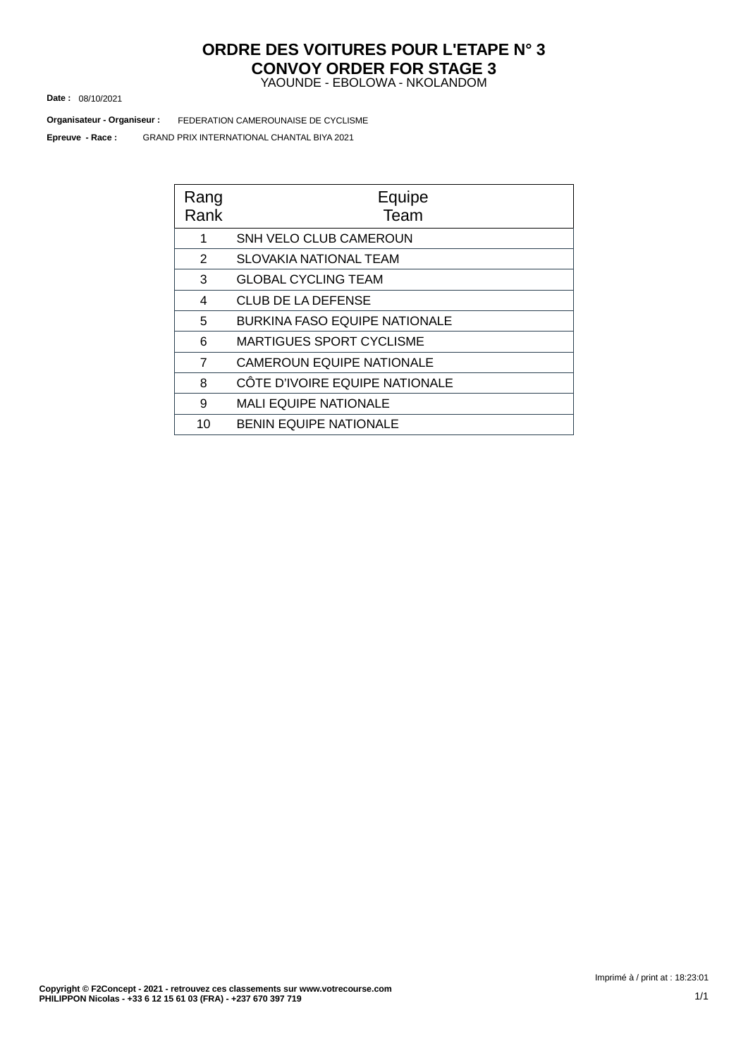# ORDRE DES VOITURES POUR L'ETAPE N° 3
# CONVOY ORDER FOR STAGE 3

YAOUNDE - EBOLOWA - NKOLANDOM

**Date :** 08/10/2021

**Organisateur - Organiseur :** FEDERATION CAMEROUNAISE DE CYCLISME

**Epreuve - Race :** GRAND PRIX INTERNATIONAL CHANTAL BIYA 2021

| Rang<br>Rank | Equipe<br>Team |
|---|---|
| 1 | SNH VELO CLUB CAMEROUN |
| 2 | SLOVAKIA NATIONAL TEAM |
| 3 | GLOBAL CYCLING TEAM |
| 4 | CLUB DE LA DEFENSE |
| 5 | BURKINA FASO EQUIPE NATIONALE |
| 6 | MARTIGUES SPORT CYCLISME |
| 7 | CAMEROUN EQUIPE NATIONALE |
| 8 | CÔTE D'IVOIRE EQUIPE NATIONALE |
| 9 | MALI EQUIPE NATIONALE |
| 10 | BENIN EQUIPE NATIONALE |

Imprimé à / print at : 18:23:01

**Copyright © F2Concept - 2021 - retrouvez ces classements sur www.votrecourse.com**
**PHILIPPON Nicolas - +33 6 12 15 61 03 (FRA) - +237 670 397 719**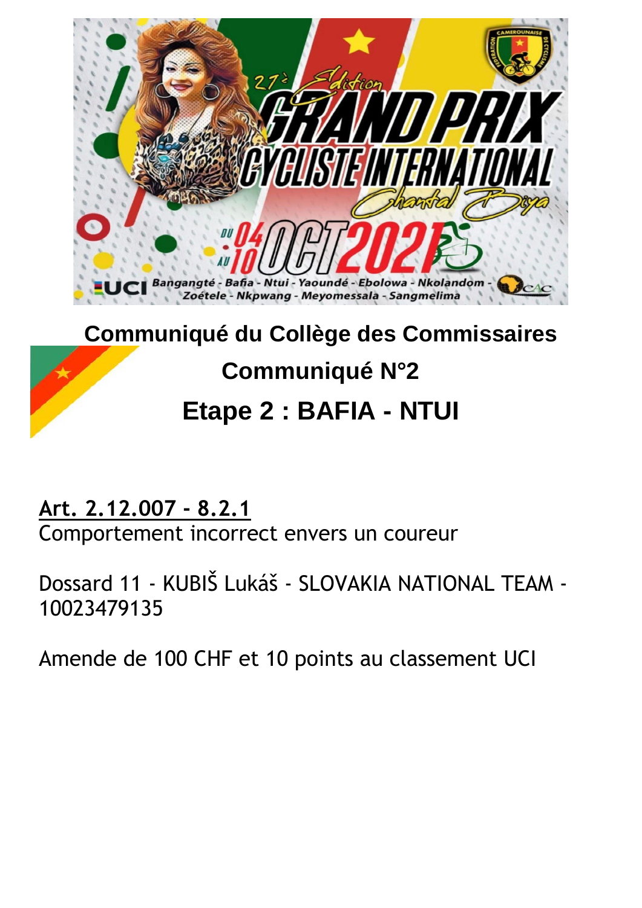## Communiqué du Collège des Commissaires

## Communiqué N°2

# Etape 2 : BAFIA - NTUI

**Art. 2.12.007 - 8.2.1**
Comportement incorrect envers un coureur

Dossard 11 - KUBIŠ Lukáš - SLOVAKIA NATIONAL TEAM - 10023479135

Amende de 100 CHF et 10 points au classement UCI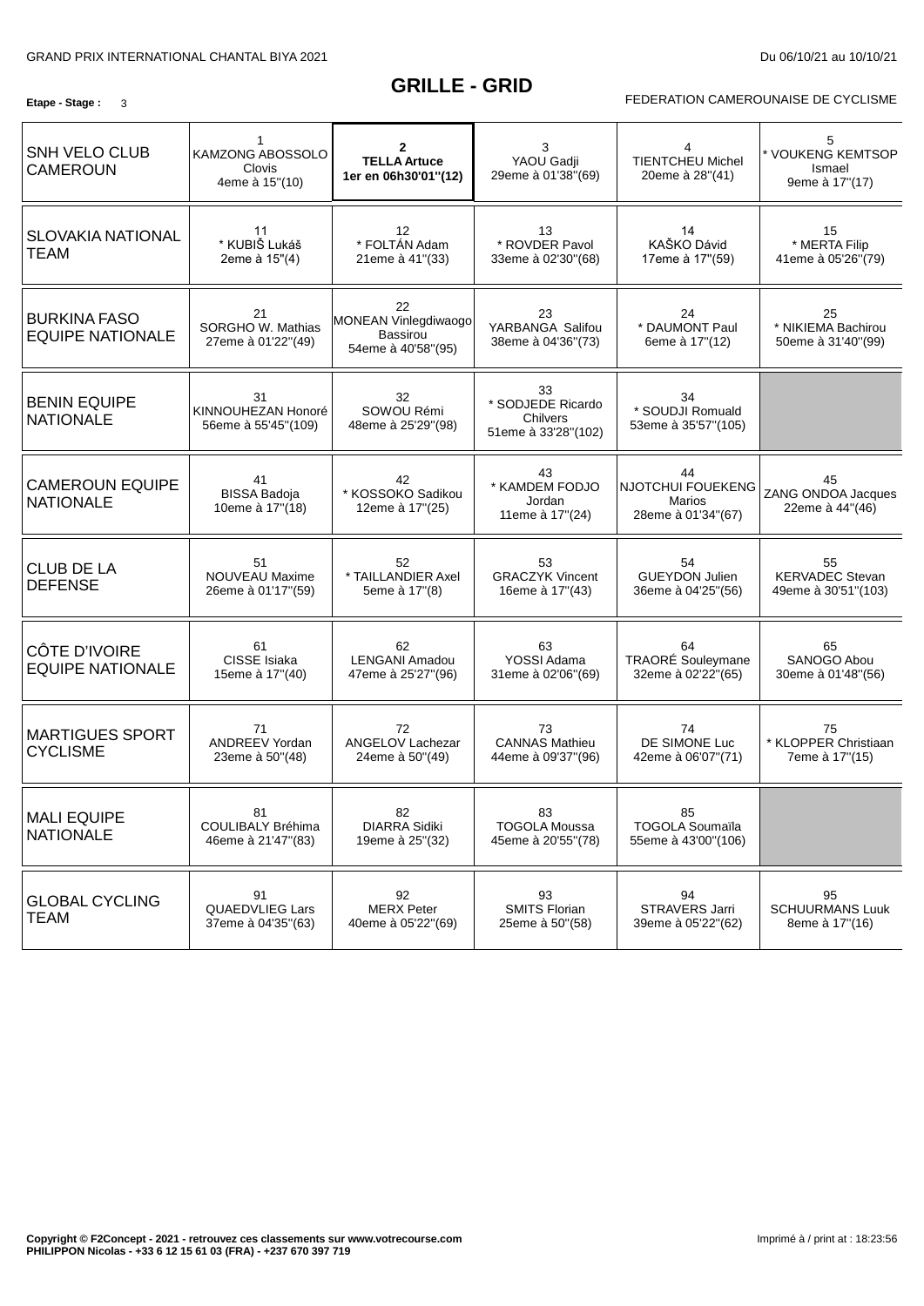GRAND PRIX INTERNATIONAL CHANTAL BIYA 2021

Du 06/10/21 au 10/10/21

# GRILLE - GRID

**Etape - Stage :** 3

FEDERATION CAMEROUNAISE DE CYCLISME

| | | | | | |
|---|---|---|---|---|---|
| SNH VELO CLUB CAMEROUN | 1<br>KAMZONG ABOSSOLO Clovis<br>4eme à 15''(10) | **2**<br>**TELLA Artuce**<br>**1er en 06h30'01''(12)** | 3<br>YAOU Gadji<br>29eme à 01'38''(69) | 4<br>TIENTCHEU Michel<br>20eme à 28''(41) | 5<br>* VOUKENG KEMTSOP Ismael<br>9eme à 17''(17) |
| SLOVAKIA NATIONAL TEAM | 11<br>* KUBIŠ Lukáš<br>2eme à 15''(4) | 12<br>* FOLTÁN Adam<br>21eme à 41''(33) | 13<br>* ROVDER Pavol<br>33eme à 02'30''(68) | 14<br>KAŠKO Dávid<br>17eme à 17''(59) | 15<br>* MERTA Filip<br>41eme à 05'26''(79) |
| BURKINA FASO EQUIPE NATIONALE | 21<br>SORGHO W. Mathias<br>27eme à 01'22''(49) | 22<br>MONEAN Vinlegdiwaogo Bassirou<br>54eme à 40'58''(95) | 23<br>YARBANGA Salifou<br>38eme à 04'36''(73) | 24<br>* DAUMONT Paul<br>6eme à 17''(12) | 25<br>* NIKIEMA Bachirou<br>50eme à 31'40''(99) |
| BENIN EQUIPE NATIONALE | 31<br>KINNOUHEZAN Honoré<br>56eme à 55'45''(109) | 32<br>SOWOU Rémi<br>48eme à 25'29''(98) | 33<br>* SODJEDE Ricardo Chilvers<br>51eme à 33'28''(102) | 34<br>* SOUDJI Romuald<br>53eme à 35'57''(105) | |
| CAMEROUN EQUIPE NATIONALE | 41<br>BISSA Badoja<br>10eme à 17''(18) | 42<br>* KOSSOKO Sadikou<br>12eme à 17''(25) | 43<br>* KAMDEM FODJO Jordan<br>11eme à 17''(24) | 44<br>NJOTCHUI FOUEKENG Marios<br>28eme à 01'34''(67) | 45<br>ZANG ONDOA Jacques<br>22eme à 44''(46) |
| CLUB DE LA DEFENSE | 51<br>NOUVEAU Maxime<br>26eme à 01'17''(59) | 52<br>* TAILLANDIER Axel<br>5eme à 17''(8) | 53<br>GRACZYK Vincent<br>16eme à 17''(43) | 54<br>GUEYDON Julien<br>36eme à 04'25''(56) | 55<br>KERVADEC Stevan<br>49eme à 30'51''(103) |
| CÔTE D'IVOIRE EQUIPE NATIONALE | 61<br>CISSE Isiaka<br>15eme à 17''(40) | 62<br>LENGANI Amadou<br>47eme à 25'27''(96) | 63<br>YOSSI Adama<br>31eme à 02'06''(69) | 64<br>TRAORÉ Souleymane<br>32eme à 02'22''(65) | 65<br>SANOGO Abou<br>30eme à 01'48''(56) |
| MARTIGUES SPORT CYCLISME | 71<br>ANDREEV Yordan<br>23eme à 50''(48) | 72<br>ANGELOV Lachezar<br>24eme à 50''(49) | 73<br>CANNAS Mathieu<br>44eme à 09'37''(96) | 74<br>DE SIMONE Luc<br>42eme à 06'07''(71) | 75<br>* KLOPPER Christiaan<br>7eme à 17''(15) |
| MALI EQUIPE NATIONALE | 81<br>COULIBALY Bréhima<br>46eme à 21'47''(83) | 82<br>DIARRA Sidiki<br>19eme à 25''(32) | 83<br>TOGOLA Moussa<br>45eme à 20'55''(78) | 85<br>TOGOLA Soumaïla<br>55eme à 43'00''(106) | |
| GLOBAL CYCLING TEAM | 91<br>QUAEDVLIEG Lars<br>37eme à 04'35''(63) | 92<br>MERX Peter<br>40eme à 05'22''(69) | 93<br>SMITS Florian<br>25eme à 50''(58) | 94<br>STRAVERS Jarri<br>39eme à 05'22''(62) | 95<br>SCHUURMANS Luuk<br>8eme à 17''(16) |

**Copyright © F2Concept - 2021 - retrouvez ces classements sur www.votrecourse.com**
**PHILIPPON Nicolas - +33 6 12 15 61 03 (FRA) - +237 670 397 719**

Imprimé à / print at : 18:23:56